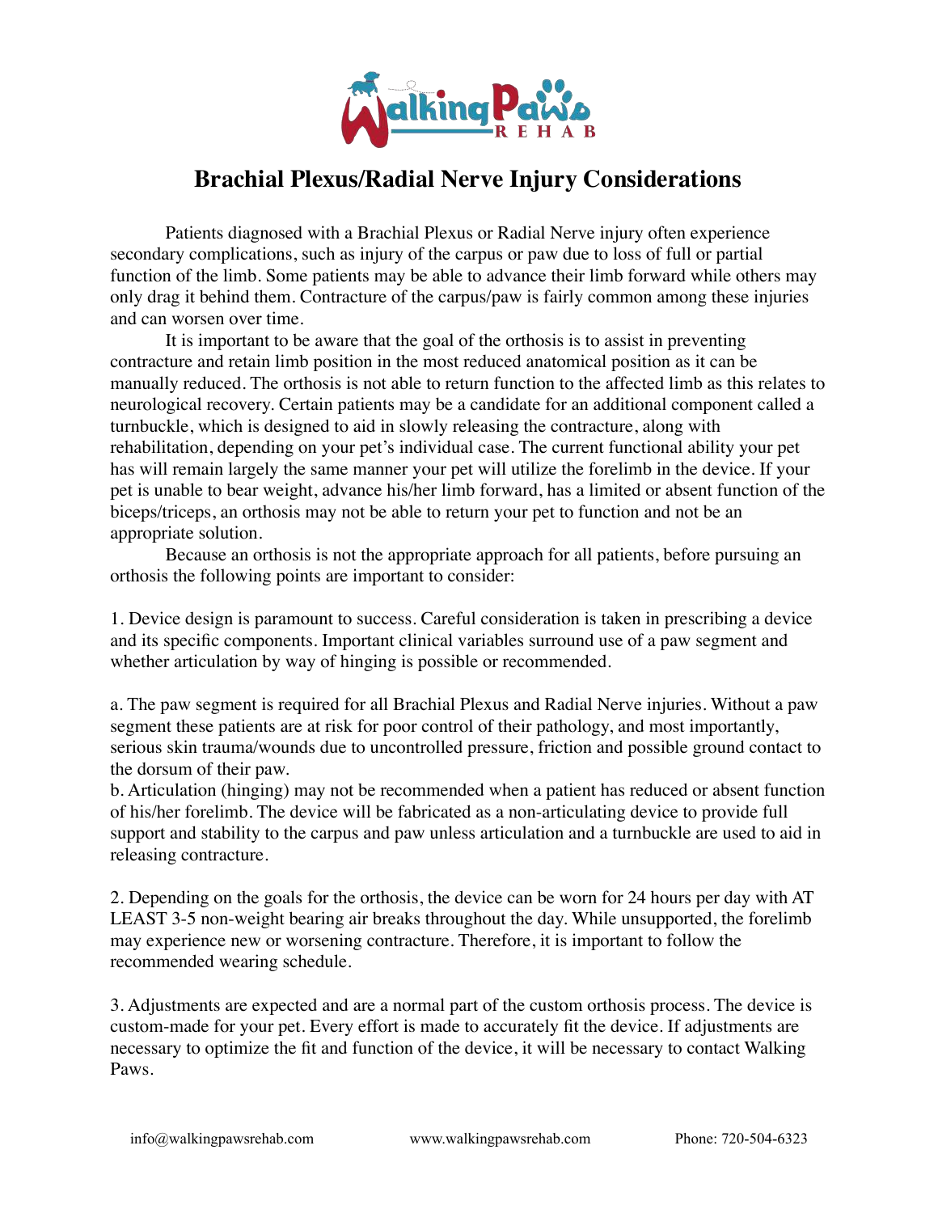# Brachial Plexus/Radial Nerve Injury Considerations

Patients diagnosed with a Brachial Plexus or Radial Nerve injury often experience secondary complications, such as injury of the carpus or paw due to loss of full or partial function of the limb. Some patients may be able to advance their limb forward while others may only drag it behind them. Contracture of the carpus/paw is fairly common among these injuries and can worsen over time.

It is important to be aware that the goal of the orthosis is to assist in preventing contracture and retain limb position in the most reduced anatomical position as it can be manually reduced. The orthosis is not able to return function to the affected limb as this relates to neurological recovery. Certain patients may be a candidate for an additional component called a turnbuckle, which is designed to aid in slowly releasing the contracture, along with rehabilitation, depending on your pet's individual case. The current functional ability your pet has will remain largely the same manner your pet will utilize the forelimb in the device. If your pet is unable to bear weight, advance his/her limb forward, has a limited or absent function of the biceps/triceps, an orthosis may not be able to return your pet to function and not be an appropriate solution.

Because an orthosis is not the appropriate approach for all patients, before pursuing an orthosis the following points are important to consider:

1. Device design is paramount to success. Careful consideration is taken in prescribing a device and its specific components. Important clinical variables surround use of a paw segment and whether articulation by way of hinging is possible or recommended.

a. The paw segment is required for all Brachial Plexus and Radial Nerve injuries. Without a paw segment these patients are at risk for poor control of their pathology, and most importantly, serious skin trauma/wounds due to uncontrolled pressure, friction and possible ground contact to the dorsum of their paw.
b. Articulation (hinging) may not be recommended when a patient has reduced or absent function of his/her forelimb. The device will be fabricated as a non-articulating device to provide full support and stability to the carpus and paw unless articulation and a turnbuckle are used to aid in releasing contracture.

2. Depending on the goals for the orthosis, the device can be worn for 24 hours per day with AT LEAST 3-5 non-weight bearing air breaks throughout the day. While unsupported, the forelimb may experience new or worsening contracture. Therefore, it is important to follow the recommended wearing schedule.

3. Adjustments are expected and are a normal part of the custom orthosis process. The device is custom-made for your pet. Every effort is made to accurately fit the device. If adjustments are necessary to optimize the fit and function of the device, it will be necessary to contact Walking Paws.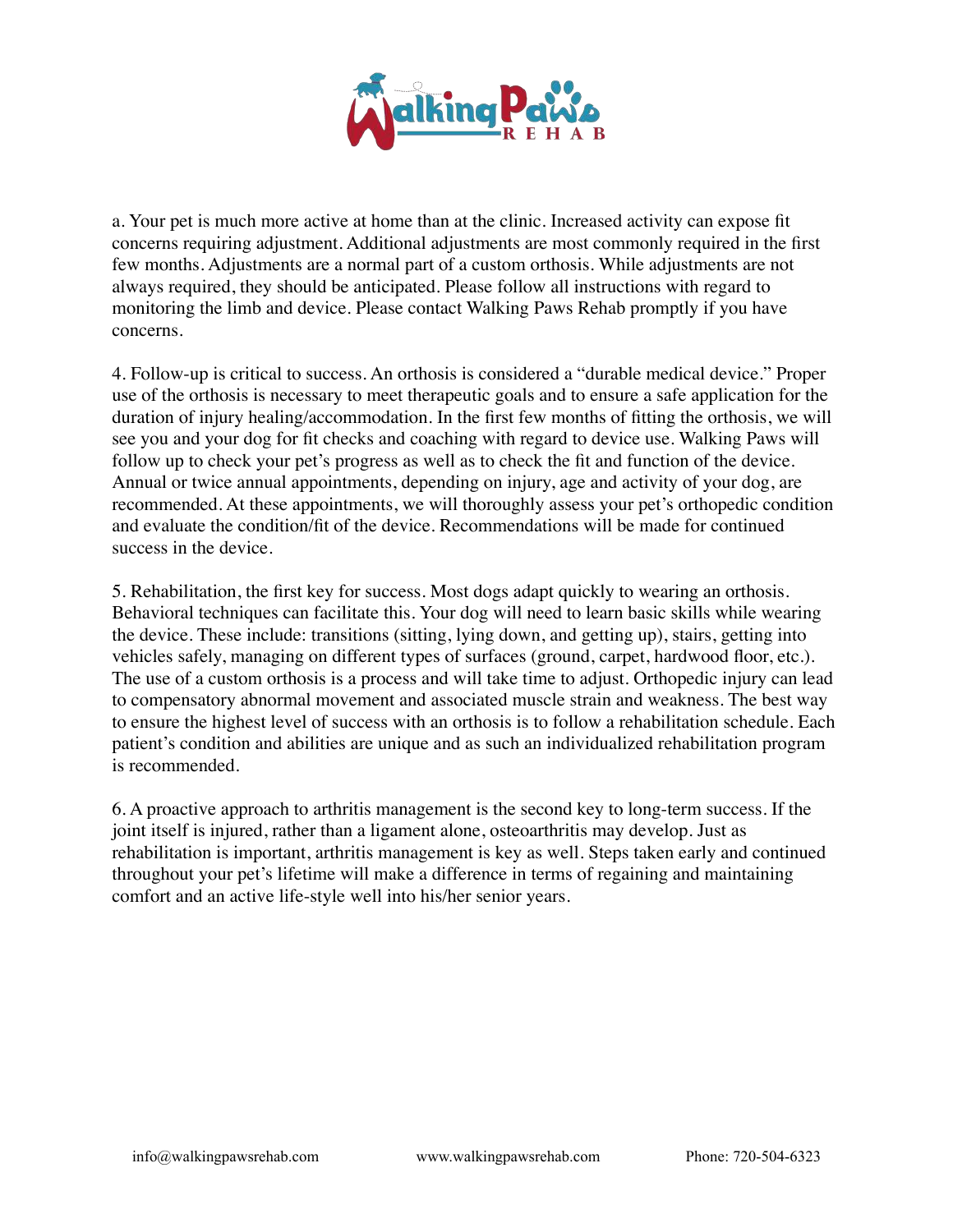a. Your pet is much more active at home than at the clinic. Increased activity can expose fit concerns requiring adjustment. Additional adjustments are most commonly required in the first few months. Adjustments are a normal part of a custom orthosis. While adjustments are not always required, they should be anticipated. Please follow all instructions with regard to monitoring the limb and device. Please contact Walking Paws Rehab promptly if you have concerns.

4. Follow-up is critical to success. An orthosis is considered a "durable medical device." Proper use of the orthosis is necessary to meet therapeutic goals and to ensure a safe application for the duration of injury healing/accommodation. In the first few months of fitting the orthosis, we will see you and your dog for fit checks and coaching with regard to device use. Walking Paws will follow up to check your pet's progress as well as to check the fit and function of the device. Annual or twice annual appointments, depending on injury, age and activity of your dog, are recommended. At these appointments, we will thoroughly assess your pet's orthopedic condition and evaluate the condition/fit of the device. Recommendations will be made for continued success in the device.

5. Rehabilitation, the first key for success. Most dogs adapt quickly to wearing an orthosis. Behavioral techniques can facilitate this. Your dog will need to learn basic skills while wearing the device. These include: transitions (sitting, lying down, and getting up), stairs, getting into vehicles safely, managing on different types of surfaces (ground, carpet, hardwood floor, etc.). The use of a custom orthosis is a process and will take time to adjust. Orthopedic injury can lead to compensatory abnormal movement and associated muscle strain and weakness. The best way to ensure the highest level of success with an orthosis is to follow a rehabilitation schedule. Each patient's condition and abilities are unique and as such an individualized rehabilitation program is recommended.

6. A proactive approach to arthritis management is the second key to long-term success. If the joint itself is injured, rather than a ligament alone, osteoarthritis may develop. Just as rehabilitation is important, arthritis management is key as well. Steps taken early and continued throughout your pet's lifetime will make a difference in terms of regaining and maintaining comfort and an active life-style well into his/her senior years.